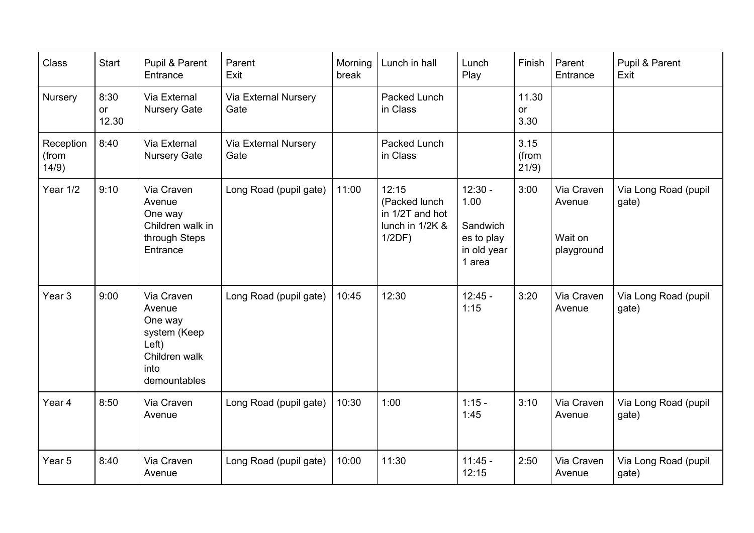| Class | Start | Pupil & Parent Entrance | Parent Exit | Morning break | Lunch in hall | Lunch Play | Finish | Parent Entrance | Pupil & Parent Exit |
|---|---|---|---|---|---|---|---|---|---|
| Nursery | 8:30 or 12.30 | Via External Nursery Gate | Via External Nursery Gate | | Packed Lunch in Class | | 11.30 or 3.30 | | |
| Reception (from 14/9) | 8:40 | Via External Nursery Gate | Via External Nursery Gate | | Packed Lunch in Class | | 3.15 (from 21/9) | | |
| Year 1/2 | 9:10 | Via Craven Avenue One way Children walk in through Steps Entrance | Long Road (pupil gate) | 11:00 | 12:15 (Packed lunch in 1/2T and hot lunch in 1/2K & 1/2DF) | 12:30 - 1.00 Sandwiches to play in old year 1 area | 3:00 | Via Craven Avenue Wait on playground | Via Long Road (pupil gate) |
| Year 3 | 9:00 | Via Craven Avenue One way system (Keep Left) Children walk into demountables | Long Road (pupil gate) | 10:45 | 12:30 | 12:45 - 1:15 | 3:20 | Via Craven Avenue | Via Long Road (pupil gate) |
| Year 4 | 8:50 | Via Craven Avenue | Long Road (pupil gate) | 10:30 | 1:00 | 1:15 - 1:45 | 3:10 | Via Craven Avenue | Via Long Road (pupil gate) |
| Year 5 | 8:40 | Via Craven Avenue | Long Road (pupil gate) | 10:00 | 11:30 | 11:45 - 12:15 | 2:50 | Via Craven Avenue | Via Long Road (pupil gate) |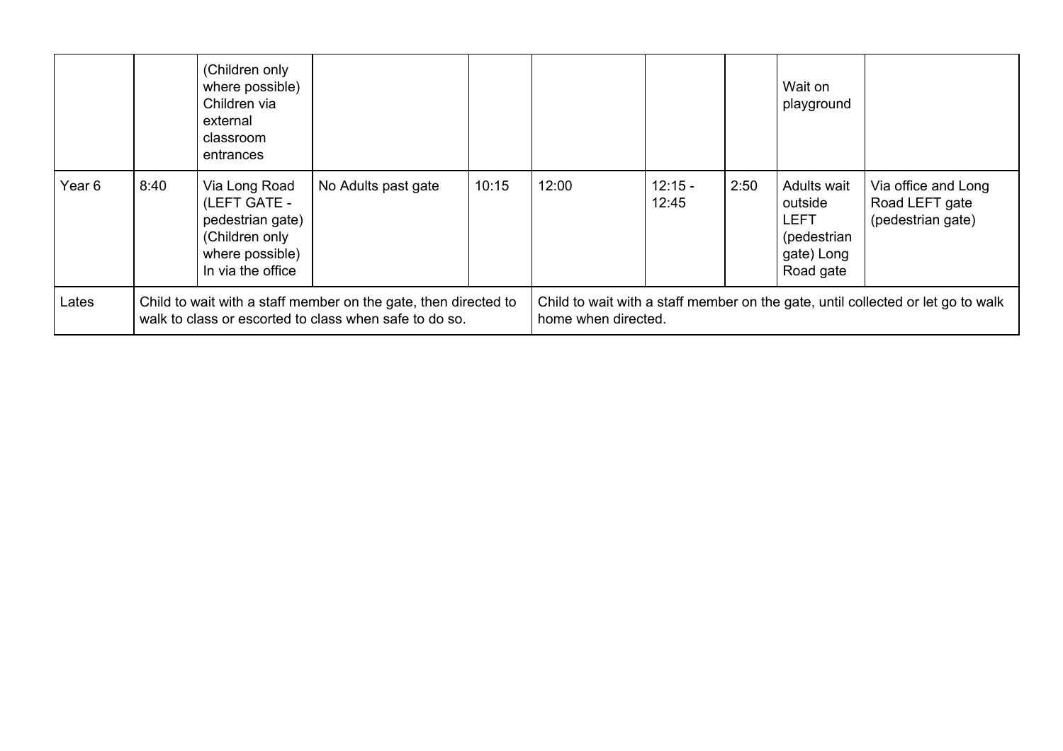| | | | | | | | | | |
|---|---|---|---|---|---|---|---|---|---|
| | | (Children only where possible) Children via external classroom entrances | | | | | | Wait on playground | |
| Year 6 | 8:40 | Via Long Road (LEFT GATE - pedestrian gate) (Children only where possible) In via the office | No Adults past gate | 10:15 | 12:00 | 12:15 - 12:45 | 2:50 | Adults wait outside LEFT (pedestrian gate) Long Road gate | Via office and Long Road LEFT gate (pedestrian gate) |
| Lates | Child to wait with a staff member on the gate, then directed to walk to class or escorted to class when safe to do so. | | | | Child to wait with a staff member on the gate, until collected or let go to walk home when directed. | | | | |